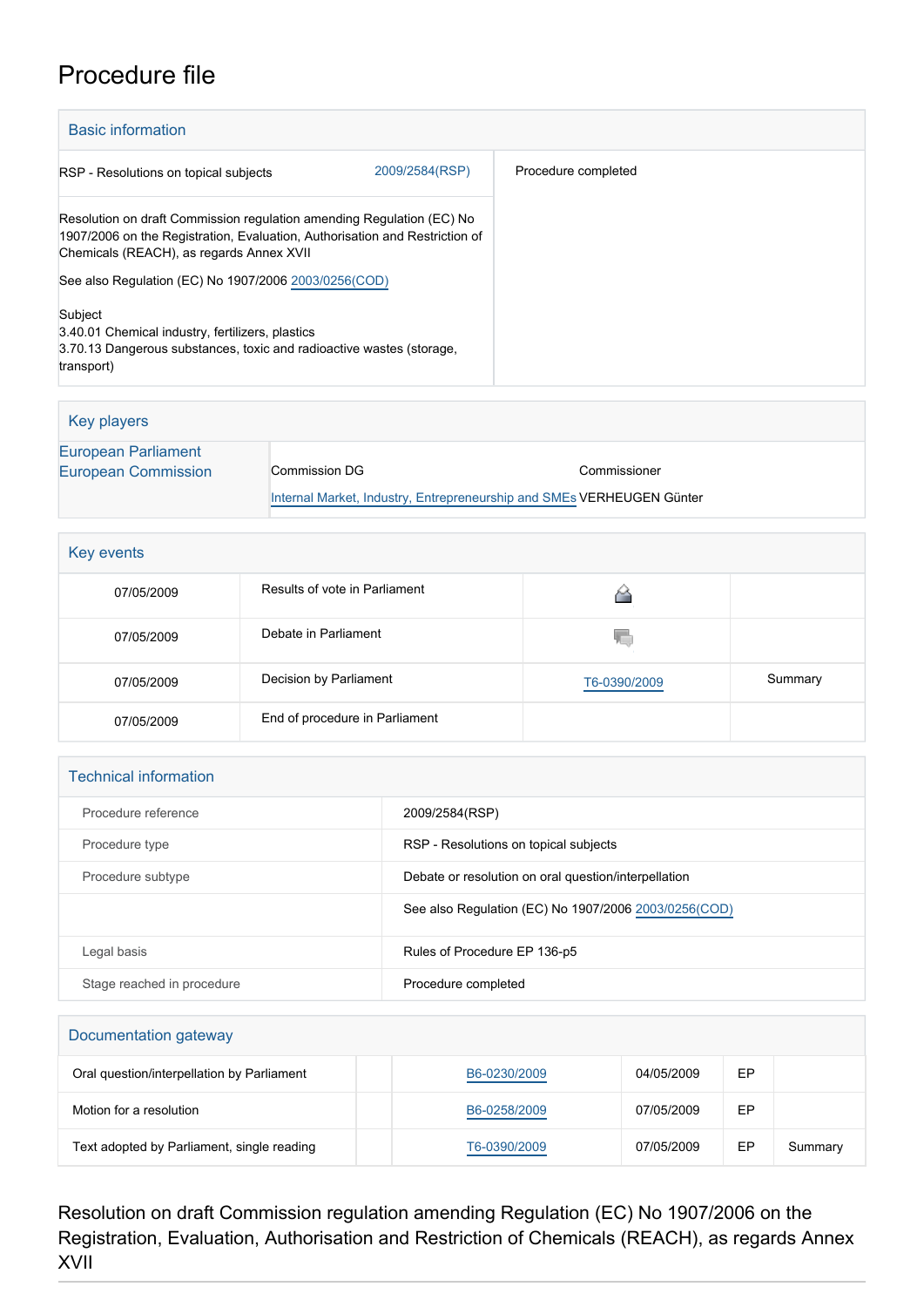# Procedure file

## Basic information

| | | |
|---|---|---|
| RSP - Resolutions on topical subjects | 2009/2584(RSP) | Procedure completed |

Resolution on draft Commission regulation amending Regulation (EC) No 1907/2006 on the Registration, Evaluation, Authorisation and Restriction of Chemicals (REACH), as regards Annex XVII

See also Regulation (EC) No 1907/2006 2003/0256(COD)

Subject
3.40.01 Chemical industry, fertilizers, plastics
3.70.13 Dangerous substances, toxic and radioactive wastes (storage, transport)

## Key players

| | | |
|---|---|---|
| European Parliament | | |
| European Commission | Commission DG | Commissioner |
| | Internal Market, Industry, Entrepreneurship and SMEs | VERHEUGEN Günter |

## Key events

| | | | |
|---|---|---|---|
| 07/05/2009 | Results of vote in Parliament | | |
| 07/05/2009 | Debate in Parliament | | |
| 07/05/2009 | Decision by Parliament | T6-0390/2009 | Summary |
| 07/05/2009 | End of procedure in Parliament | | |

## Technical information

| | |
|---|---|
| Procedure reference | 2009/2584(RSP) |
| Procedure type | RSP - Resolutions on topical subjects |
| Procedure subtype | Debate or resolution on oral question/interpellation |
| | See also Regulation (EC) No 1907/2006 2003/0256(COD) |
| Legal basis | Rules of Procedure EP 136-p5 |
| Stage reached in procedure | Procedure completed |

## Documentation gateway

| | | | | | |
|---|---|---|---|---|---|
| Oral question/interpellation by Parliament | | B6-0230/2009 | 04/05/2009 | EP | |
| Motion for a resolution | | B6-0258/2009 | 07/05/2009 | EP | |
| Text adopted by Parliament, single reading | | T6-0390/2009 | 07/05/2009 | EP | Summary |

## Resolution on draft Commission regulation amending Regulation (EC) No 1907/2006 on the Registration, Evaluation, Authorisation and Restriction of Chemicals (REACH), as regards Annex XVII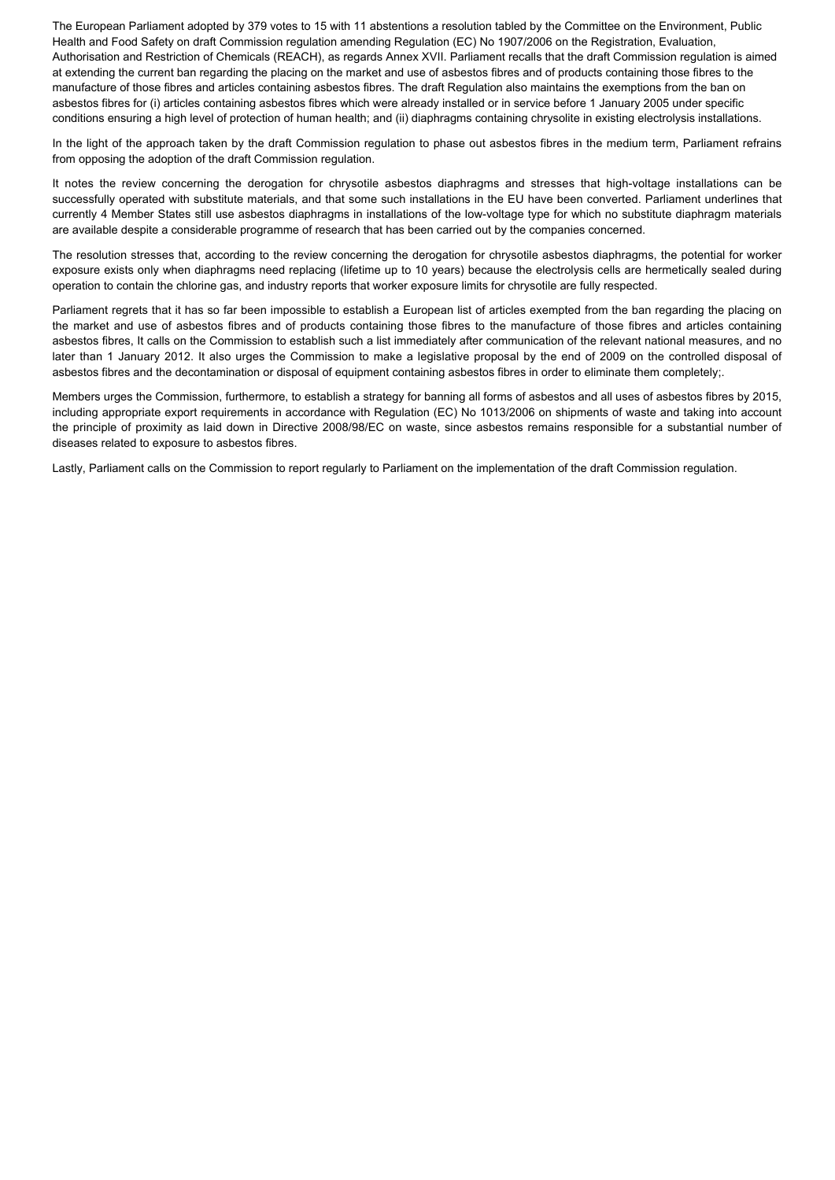The European Parliament adopted by 379 votes to 15 with 11 abstentions a resolution tabled by the Committee on the Environment, Public Health and Food Safety on draft Commission regulation amending Regulation (EC) No 1907/2006 on the Registration, Evaluation, Authorisation and Restriction of Chemicals (REACH), as regards Annex XVII. Parliament recalls that the draft Commission regulation is aimed at extending the current ban regarding the placing on the market and use of asbestos fibres and of products containing those fibres to the manufacture of those fibres and articles containing asbestos fibres. The draft Regulation also maintains the exemptions from the ban on asbestos fibres for (i) articles containing asbestos fibres which were already installed or in service before 1 January 2005 under specific conditions ensuring a high level of protection of human health; and (ii) diaphragms containing chrysolite in existing electrolysis installations.

In the light of the approach taken by the draft Commission regulation to phase out asbestos fibres in the medium term, Parliament refrains from opposing the adoption of the draft Commission regulation.

It notes the review concerning the derogation for chrysotile asbestos diaphragms and stresses that high-voltage installations can be successfully operated with substitute materials, and that some such installations in the EU have been converted. Parliament underlines that currently 4 Member States still use asbestos diaphragms in installations of the low-voltage type for which no substitute diaphragm materials are available despite a considerable programme of research that has been carried out by the companies concerned.

The resolution stresses that, according to the review concerning the derogation for chrysotile asbestos diaphragms, the potential for worker exposure exists only when diaphragms need replacing (lifetime up to 10 years) because the electrolysis cells are hermetically sealed during operation to contain the chlorine gas, and industry reports that worker exposure limits for chrysotile are fully respected.

Parliament regrets that it has so far been impossible to establish a European list of articles exempted from the ban regarding the placing on the market and use of asbestos fibres and of products containing those fibres to the manufacture of those fibres and articles containing asbestos fibres, It calls on the Commission to establish such a list immediately after communication of the relevant national measures, and no later than 1 January 2012. It also urges the Commission to make a legislative proposal by the end of 2009 on the controlled disposal of asbestos fibres and the decontamination or disposal of equipment containing asbestos fibres in order to eliminate them completely;.

Members urges the Commission, furthermore, to establish a strategy for banning all forms of asbestos and all uses of asbestos fibres by 2015, including appropriate export requirements in accordance with Regulation (EC) No 1013/2006 on shipments of waste and taking into account the principle of proximity as laid down in Directive 2008/98/EC on waste, since asbestos remains responsible for a substantial number of diseases related to exposure to asbestos fibres.

Lastly, Parliament calls on the Commission to report regularly to Parliament on the implementation of the draft Commission regulation.